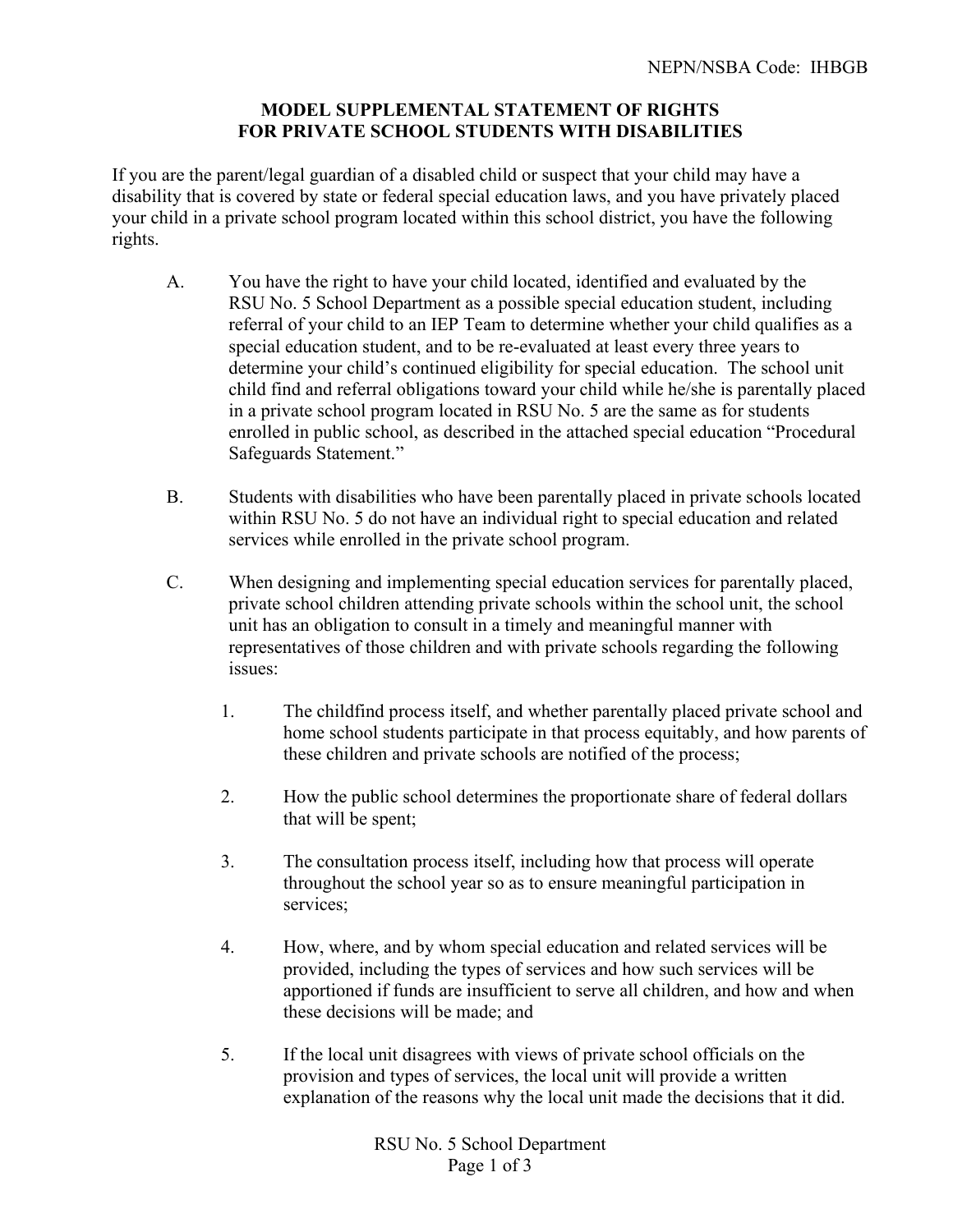NEPN/NSBA Code: IHBGB

# MODEL SUPPLEMENTAL STATEMENT OF RIGHTS FOR PRIVATE SCHOOL STUDENTS WITH DISABILITIES

If you are the parent/legal guardian of a disabled child or suspect that your child may have a disability that is covered by state or federal special education laws, and you have privately placed your child in a private school program located within this school district, you have the following rights.

A. You have the right to have your child located, identified and evaluated by the RSU No. 5 School Department as a possible special education student, including referral of your child to an IEP Team to determine whether your child qualifies as a special education student, and to be re-evaluated at least every three years to determine your child's continued eligibility for special education. The school unit child find and referral obligations toward your child while he/she is parentally placed in a private school program located in RSU No. 5 are the same as for students enrolled in public school, as described in the attached special education "Procedural Safeguards Statement."

B. Students with disabilities who have been parentally placed in private schools located within RSU No. 5 do not have an individual right to special education and related services while enrolled in the private school program.

C. When designing and implementing special education services for parentally placed, private school children attending private schools within the school unit, the school unit has an obligation to consult in a timely and meaningful manner with representatives of those children and with private schools regarding the following issues:

   1. The childfind process itself, and whether parentally placed private school and home school students participate in that process equitably, and how parents of these children and private schools are notified of the process;

   2. How the public school determines the proportionate share of federal dollars that will be spent;

   3. The consultation process itself, including how that process will operate throughout the school year so as to ensure meaningful participation in services;

   4. How, where, and by whom special education and related services will be provided, including the types of services and how such services will be apportioned if funds are insufficient to serve all children, and how and when these decisions will be made; and

   5. If the local unit disagrees with views of private school officials on the provision and types of services, the local unit will provide a written explanation of the reasons why the local unit made the decisions that it did.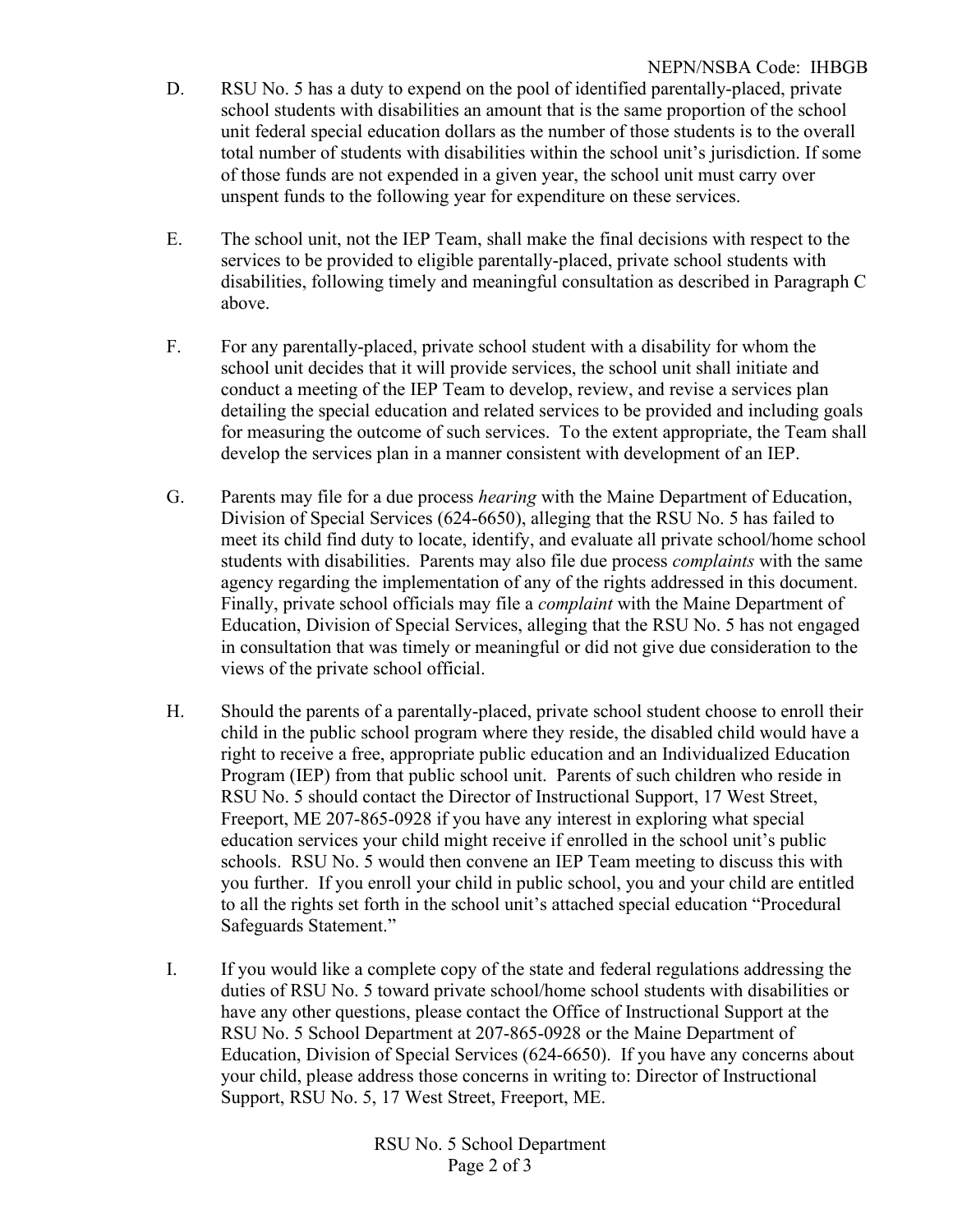D. RSU No. 5 has a duty to expend on the pool of identified parentally-placed, private school students with disabilities an amount that is the same proportion of the school unit federal special education dollars as the number of those students is to the overall total number of students with disabilities within the school unit's jurisdiction. If some of those funds are not expended in a given year, the school unit must carry over unspent funds to the following year for expenditure on these services.

E. The school unit, not the IEP Team, shall make the final decisions with respect to the services to be provided to eligible parentally-placed, private school students with disabilities, following timely and meaningful consultation as described in Paragraph C above.

F. For any parentally-placed, private school student with a disability for whom the school unit decides that it will provide services, the school unit shall initiate and conduct a meeting of the IEP Team to develop, review, and revise a services plan detailing the special education and related services to be provided and including goals for measuring the outcome of such services. To the extent appropriate, the Team shall develop the services plan in a manner consistent with development of an IEP.

G. Parents may file for a due process *hearing* with the Maine Department of Education, Division of Special Services (624-6650), alleging that the RSU No. 5 has failed to meet its child find duty to locate, identify, and evaluate all private school/home school students with disabilities. Parents may also file due process *complaints* with the same agency regarding the implementation of any of the rights addressed in this document. Finally, private school officials may file a *complaint* with the Maine Department of Education, Division of Special Services, alleging that the RSU No. 5 has not engaged in consultation that was timely or meaningful or did not give due consideration to the views of the private school official.

H. Should the parents of a parentally-placed, private school student choose to enroll their child in the public school program where they reside, the disabled child would have a right to receive a free, appropriate public education and an Individualized Education Program (IEP) from that public school unit. Parents of such children who reside in RSU No. 5 should contact the Director of Instructional Support, 17 West Street, Freeport, ME 207-865-0928 if you have any interest in exploring what special education services your child might receive if enrolled in the school unit's public schools. RSU No. 5 would then convene an IEP Team meeting to discuss this with you further. If you enroll your child in public school, you and your child are entitled to all the rights set forth in the school unit's attached special education "Procedural Safeguards Statement."

I. If you would like a complete copy of the state and federal regulations addressing the duties of RSU No. 5 toward private school/home school students with disabilities or have any other questions, please contact the Office of Instructional Support at the RSU No. 5 School Department at 207-865-0928 or the Maine Department of Education, Division of Special Services (624-6650). If you have any concerns about your child, please address those concerns in writing to: Director of Instructional Support, RSU No. 5, 17 West Street, Freeport, ME.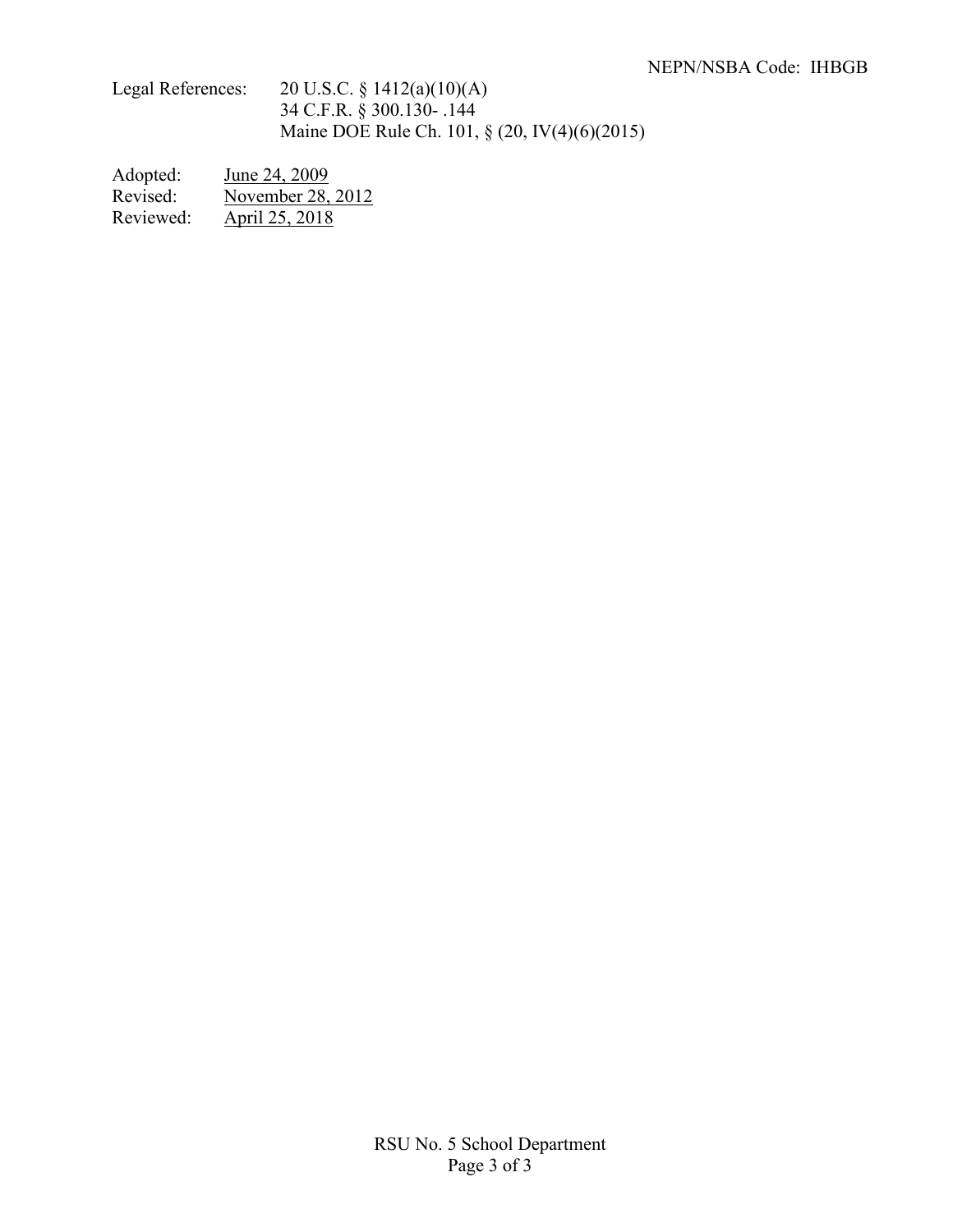Legal References: 20 U.S.C. § 1412(a)(10)(A)
34 C.F.R. § 300.130- .144
Maine DOE Rule Ch. 101, § (20, IV(4)(6)(2015)

Adopted: June 24, 2009
Revised: November 28, 2012
Reviewed: April 25, 2018